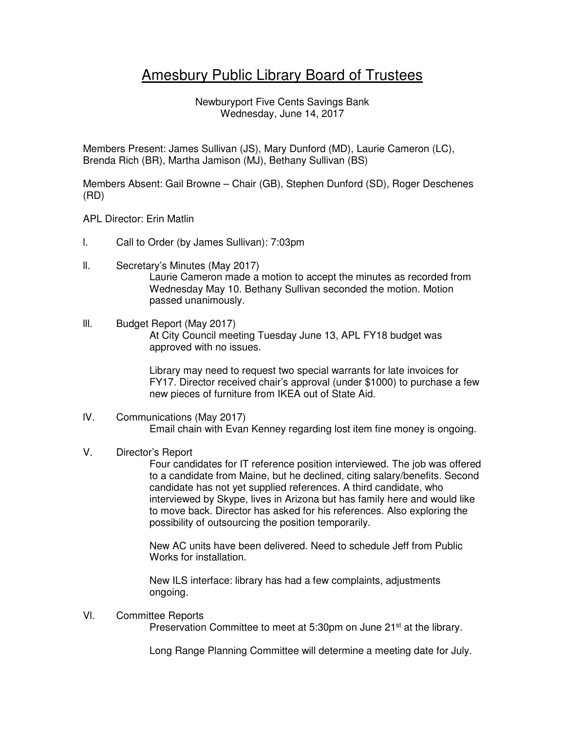# Amesbury Public Library Board of Trustees

Newburyport Five Cents Savings Bank
Wednesday, June 14, 2017

Members Present: James Sullivan (JS), Mary Dunford (MD), Laurie Cameron (LC), Brenda Rich (BR), Martha Jamison (MJ), Bethany Sullivan (BS)

Members Absent: Gail Browne – Chair (GB), Stephen Dunford (SD), Roger Deschenes (RD)

APL Director: Erin Matlin

I. Call to Order (by James Sullivan): 7:03pm

II. Secretary's Minutes (May 2017)

Laurie Cameron made a motion to accept the minutes as recorded from Wednesday May 10. Bethany Sullivan seconded the motion. Motion passed unanimously.

III. Budget Report (May 2017)

At City Council meeting Tuesday June 13, APL FY18 budget was approved with no issues.

Library may need to request two special warrants for late invoices for FY17. Director received chair's approval (under $1000) to purchase a few new pieces of furniture from IKEA out of State Aid.

IV. Communications (May 2017)

Email chain with Evan Kenney regarding lost item fine money is ongoing.

V. Director's Report

Four candidates for IT reference position interviewed. The job was offered to a candidate from Maine, but he declined, citing salary/benefits. Second candidate has not yet supplied references. A third candidate, who interviewed by Skype, lives in Arizona but has family here and would like to move back. Director has asked for his references. Also exploring the possibility of outsourcing the position temporarily.

New AC units have been delivered. Need to schedule Jeff from Public Works for installation.

New ILS interface: library has had a few complaints, adjustments ongoing.

VI. Committee Reports

Preservation Committee to meet at 5:30pm on June 21st at the library.

Long Range Planning Committee will determine a meeting date for July.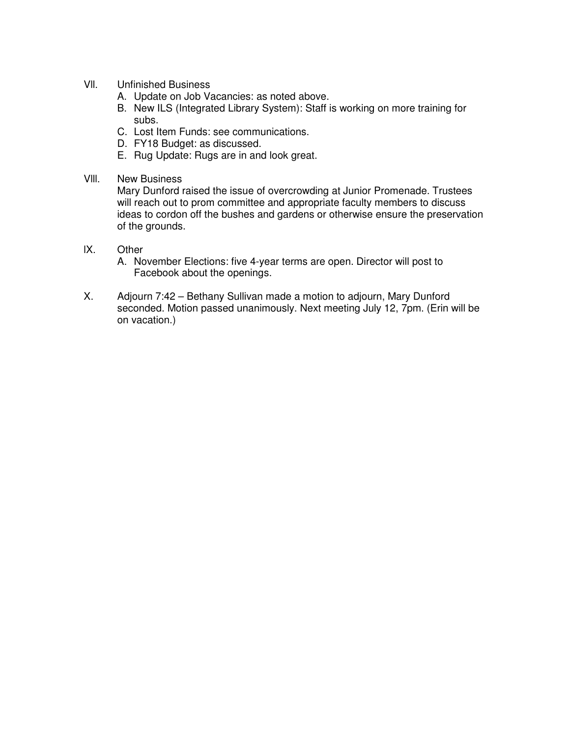VII. Unfinished Business

A. Update on Job Vacancies: as noted above.
B. New ILS (Integrated Library System): Staff is working on more training for subs.
C. Lost Item Funds: see communications.
D. FY18 Budget: as discussed.
E. Rug Update: Rugs are in and look great.

VIII. New Business

Mary Dunford raised the issue of overcrowding at Junior Promenade. Trustees will reach out to prom committee and appropriate faculty members to discuss ideas to cordon off the bushes and gardens or otherwise ensure the preservation of the grounds.

IX. Other

A. November Elections: five 4-year terms are open. Director will post to Facebook about the openings.

X. Adjourn 7:42 – Bethany Sullivan made a motion to adjourn, Mary Dunford seconded. Motion passed unanimously. Next meeting July 12, 7pm. (Erin will be on vacation.)